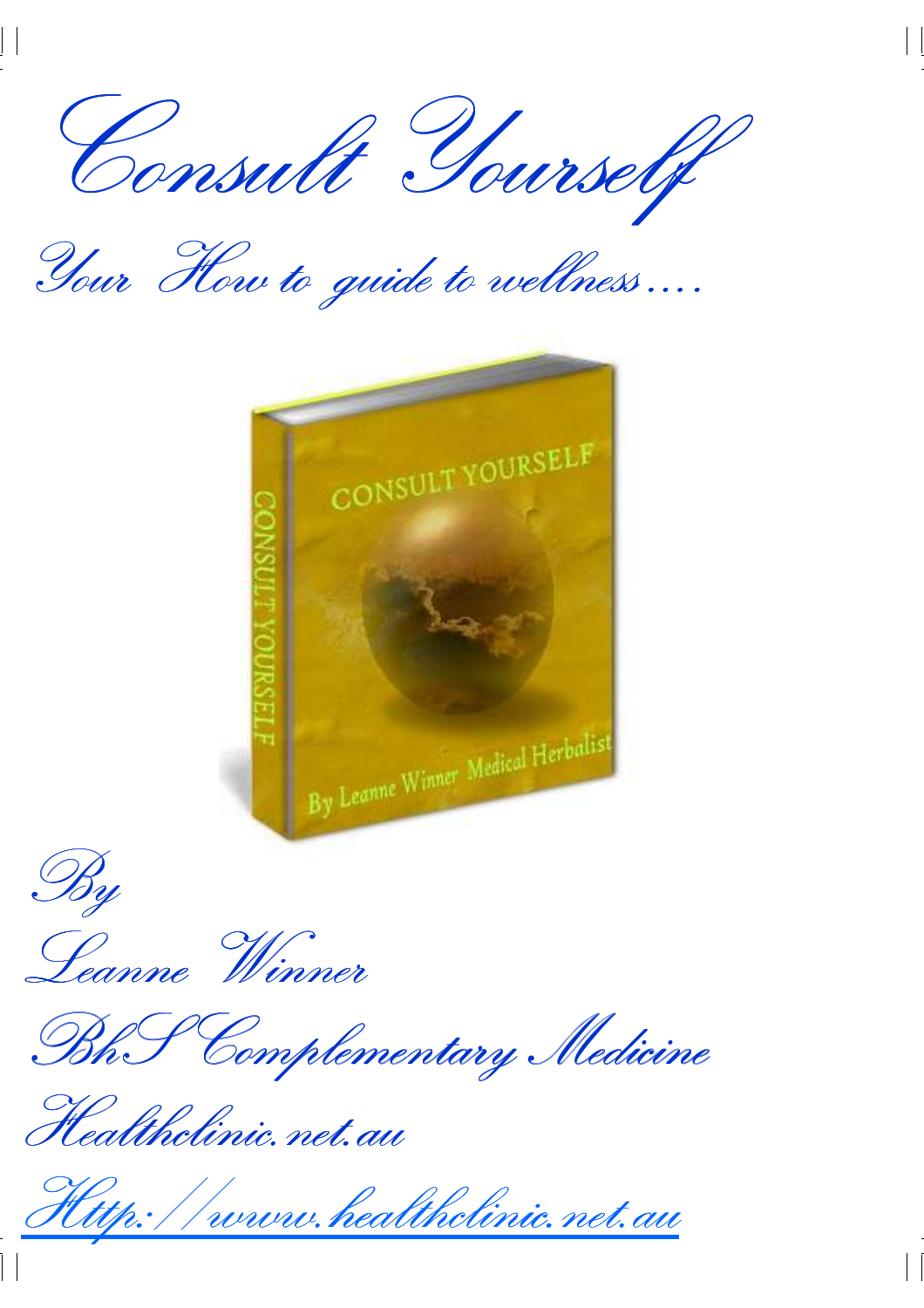# Consult Yourself

## Your How to guide to wellness….

By

Leanne Winner

BhS Complementary Medicine

Healthclinic.net.au

[Http://www.healthclinic.net.au](http://www.healthclinic.net.au)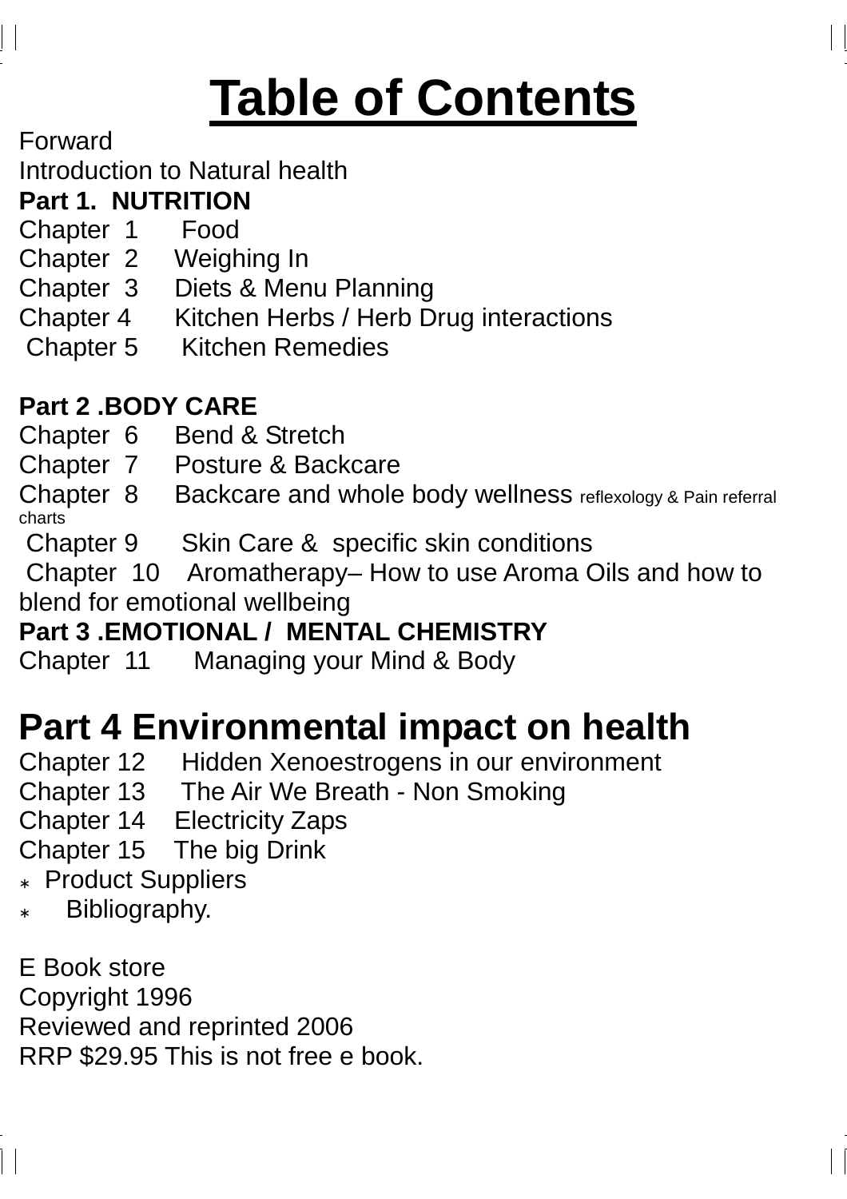# Table of Contents

Forward

Introduction to Natural health

**Part 1. NUTRITION**

Chapter 1 Food

Chapter 2 Weighing In

Chapter 3 Diets & Menu Planning

Chapter 4 Kitchen Herbs / Herb Drug interactions

Chapter 5 Kitchen Remedies

**Part 2 .BODY CARE**

Chapter 6 Bend & Stretch

Chapter 7 Posture & Backcare

Chapter 8 Backcare and whole body wellness reflexology & Pain referral charts

Chapter 9 Skin Care & specific skin conditions

Chapter 10 Aromatherapy– How to use Aroma Oils and how to blend for emotional wellbeing

**Part 3 .EMOTIONAL / MENTAL CHEMISTRY**

Chapter 11 Managing your Mind & Body

## Part 4 Environmental impact on health

Chapter 12 Hidden Xenoestrogens in our environment

Chapter 13 The Air We Breath - Non Smoking

Chapter 14 Electricity Zaps

Chapter 15 The big Drink

- Product Suppliers
- Bibliography.

E Book store

Copyright 1996

Reviewed and reprinted 2006

RRP $29.95 This is not free e book.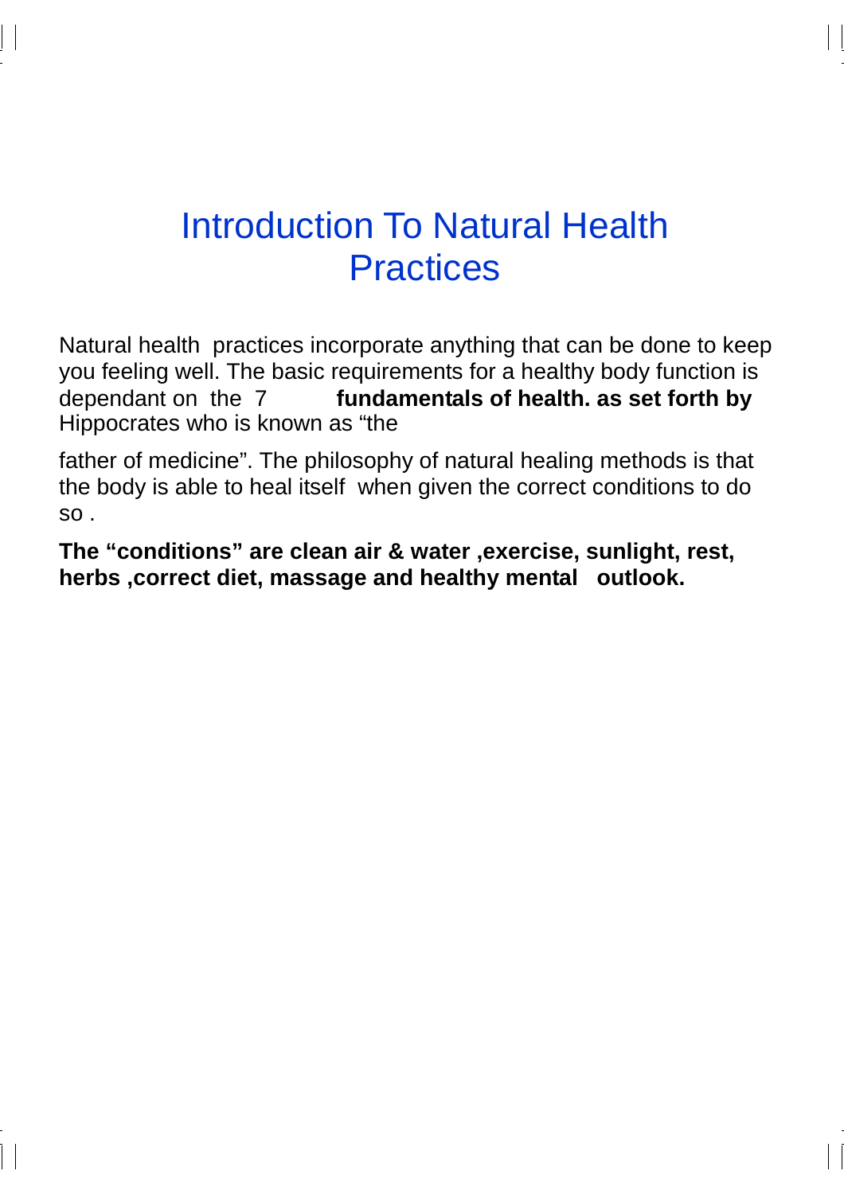# Introduction To Natural Health Practices

Natural health practices incorporate anything that can be done to keep you feeling well. The basic requirements for a healthy body function is dependant on the 7 **fundamentals of health. as set forth by** Hippocrates who is known as "the

father of medicine". The philosophy of natural healing methods is that the body is able to heal itself when given the correct conditions to do so .

**The "conditions" are clean air & water ,exercise, sunlight, rest, herbs ,correct diet, massage and healthy mental outlook.**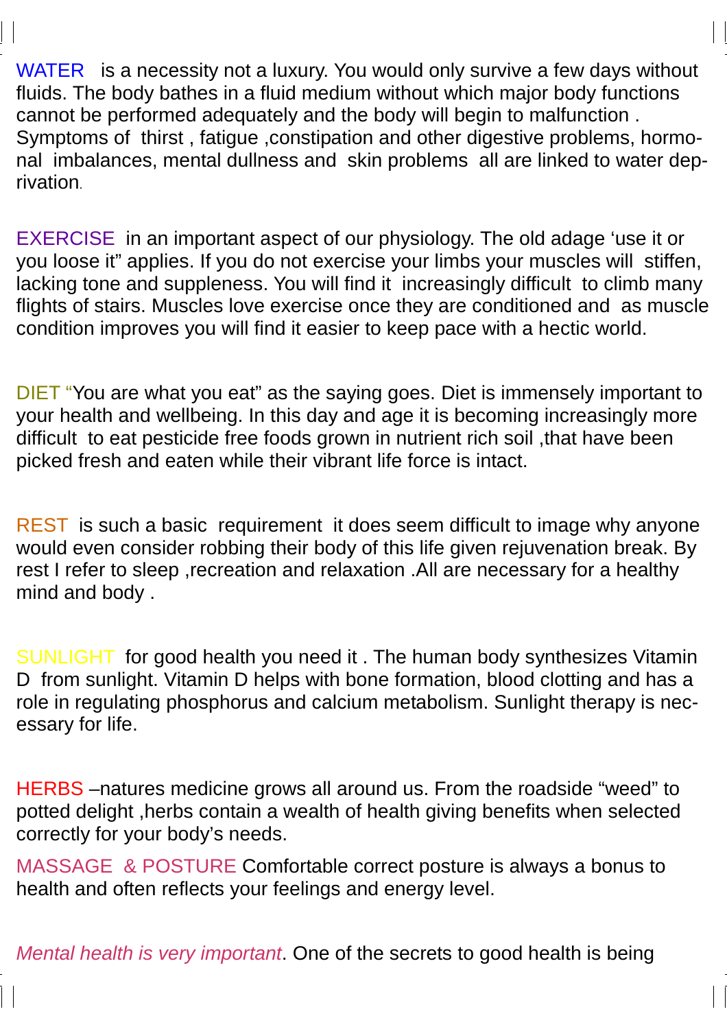WATER is a necessity not a luxury. You would only survive a few days without fluids. The body bathes in a fluid medium without which major body functions cannot be performed adequately and the body will begin to malfunction . Symptoms of thirst , fatigue ,constipation and other digestive problems, hormonal imbalances, mental dullness and skin problems all are linked to water deprivation.

EXERCISE in an important aspect of our physiology. The old adage 'use it or you loose it" applies. If you do not exercise your limbs your muscles will stiffen, lacking tone and suppleness. You will find it increasingly difficult to climb many flights of stairs. Muscles love exercise once they are conditioned and as muscle condition improves you will find it easier to keep pace with a hectic world.

DIET "You are what you eat" as the saying goes. Diet is immensely important to your health and wellbeing. In this day and age it is becoming increasingly more difficult to eat pesticide free foods grown in nutrient rich soil ,that have been picked fresh and eaten while their vibrant life force is intact.

REST is such a basic requirement it does seem difficult to image why anyone would even consider robbing their body of this life given rejuvenation break. By rest I refer to sleep ,recreation and relaxation .All are necessary for a healthy mind and body .

SUNLIGHT for good health you need it . The human body synthesizes Vitamin D from sunlight. Vitamin D helps with bone formation, blood clotting and has a role in regulating phosphorus and calcium metabolism. Sunlight therapy is necessary for life.

HERBS –natures medicine grows all around us. From the roadside "weed" to potted delight ,herbs contain a wealth of health giving benefits when selected correctly for your body's needs.

MASSAGE & POSTURE Comfortable correct posture is always a bonus to health and often reflects your feelings and energy level.

*Mental health is very important*. One of the secrets to good health is being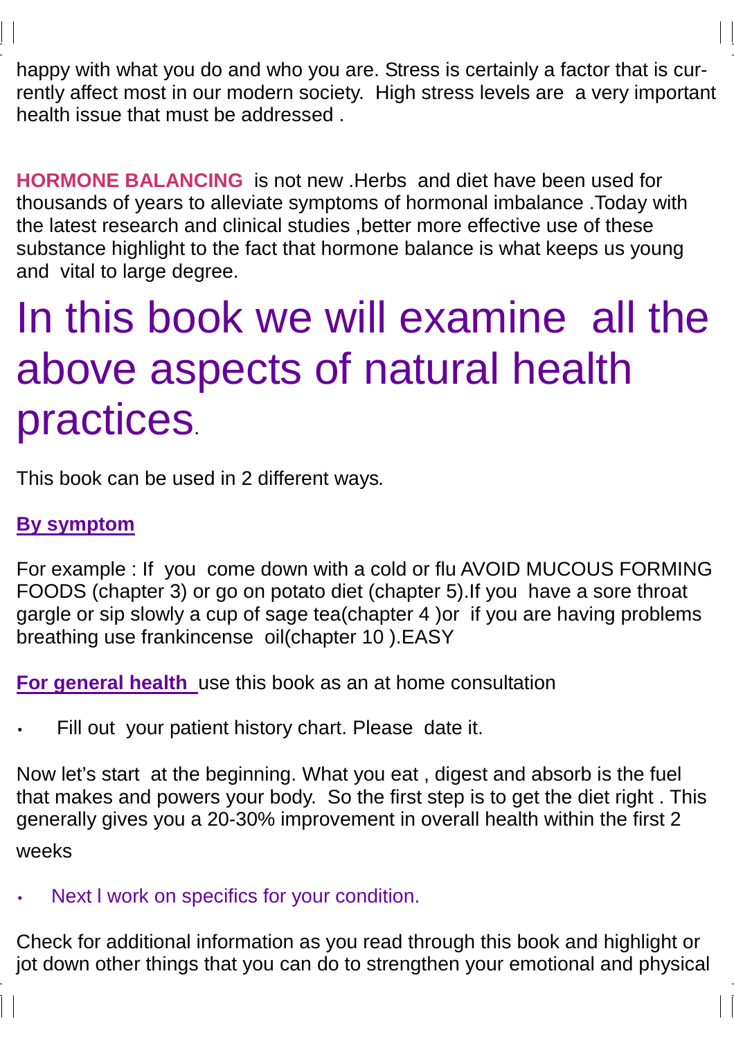happy with what you do and who you are. Stress is certainly a factor that is currently affect most in our modern society. High stress levels are a very important health issue that must be addressed .

**HORMONE BALANCING** is not new .Herbs and diet have been used for thousands of years to alleviate symptoms of hormonal imbalance .Today with the latest research and clinical studies ,better more effective use of these substance highlight to the fact that hormone balance is what keeps us young and vital to large degree.

# In this book we will examine all the above aspects of natural health practices.

This book can be used in 2 different ways.

**By symptom**

For example : If you come down with a cold or flu AVOID MUCOUS FORMING FOODS (chapter 3) or go on potato diet (chapter 5).If you have a sore throat gargle or sip slowly a cup of sage tea(chapter 4 )or if you are having problems breathing use frankincense oil(chapter 10 ).EASY

**For general health** use this book as an at home consultation

- Fill out your patient history chart. Please date it.

Now let's start at the beginning. What you eat , digest and absorb is the fuel that makes and powers your body. So the first step is to get the diet right . This generally gives you a 20-30% improvement in overall health within the first 2 weeks

- Next I work on specifics for your condition.

Check for additional information as you read through this book and highlight or jot down other things that you can do to strengthen your emotional and physical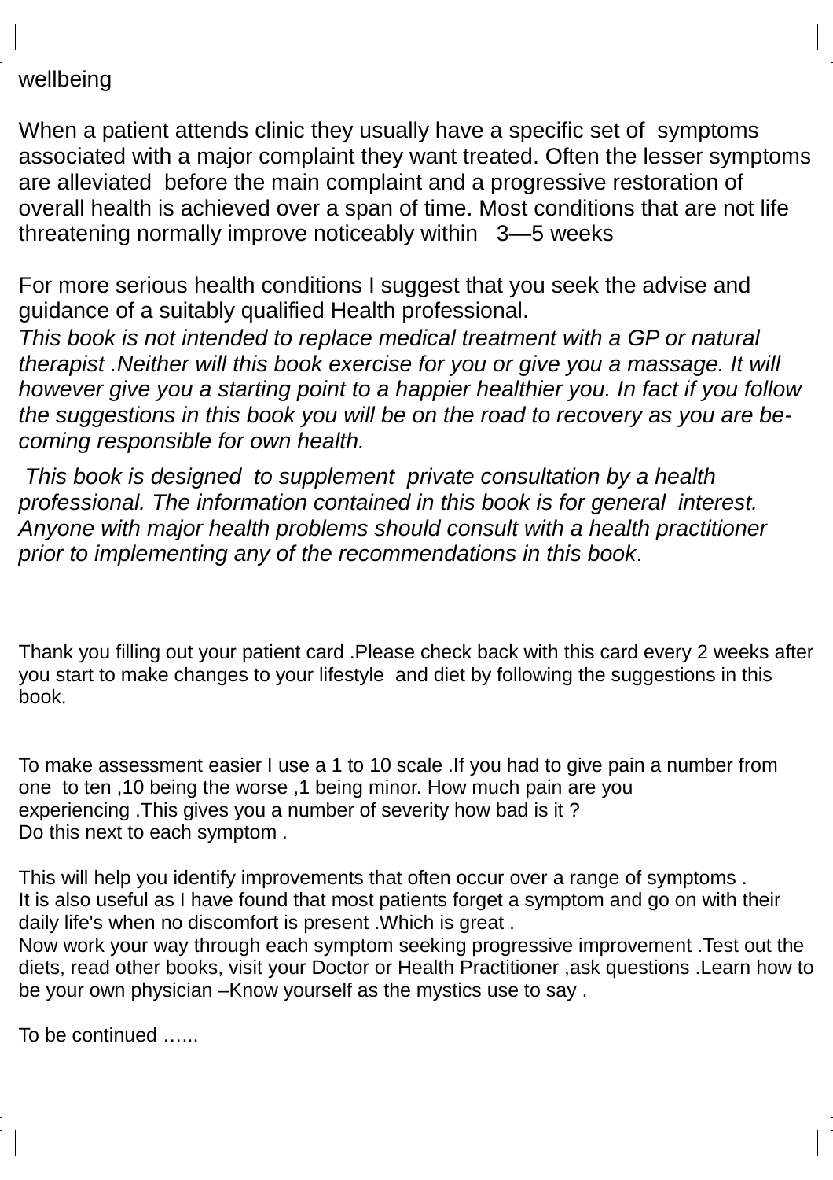wellbeing

When a patient attends clinic they usually have a specific set of symptoms associated with a major complaint they want treated. Often the lesser symptoms are alleviated before the main complaint and a progressive restoration of overall health is achieved over a span of time. Most conditions that are not life threatening normally improve noticeably within 3—5 weeks

For more serious health conditions I suggest that you seek the advise and guidance of a suitably qualified Health professional.

*This book is not intended to replace medical treatment with a GP or natural therapist .Neither will this book exercise for you or give you a massage. It will however give you a starting point to a happier healthier you. In fact if you follow the suggestions in this book you will be on the road to recovery as you are becoming responsible for own health.*

*This book is designed to supplement private consultation by a health professional. The information contained in this book is for general interest. Anyone with major health problems should consult with a health practitioner prior to implementing any of the recommendations in this book*.

Thank you filling out your patient card .Please check back with this card every 2 weeks after you start to make changes to your lifestyle and diet by following the suggestions in this book.

To make assessment easier I use a 1 to 10 scale .If you had to give pain a number from one to ten ,10 being the worse ,1 being minor. How much pain are you experiencing .This gives you a number of severity how bad is it ?
Do this next to each symptom .

This will help you identify improvements that often occur over a range of symptoms .
It is also useful as I have found that most patients forget a symptom and go on with their daily life's when no discomfort is present .Which is great .
Now work your way through each symptom seeking progressive improvement .Test out the diets, read other books, visit your Doctor or Health Practitioner ,ask questions .Learn how to be your own physician –Know yourself as the mystics use to say .

To be continued …...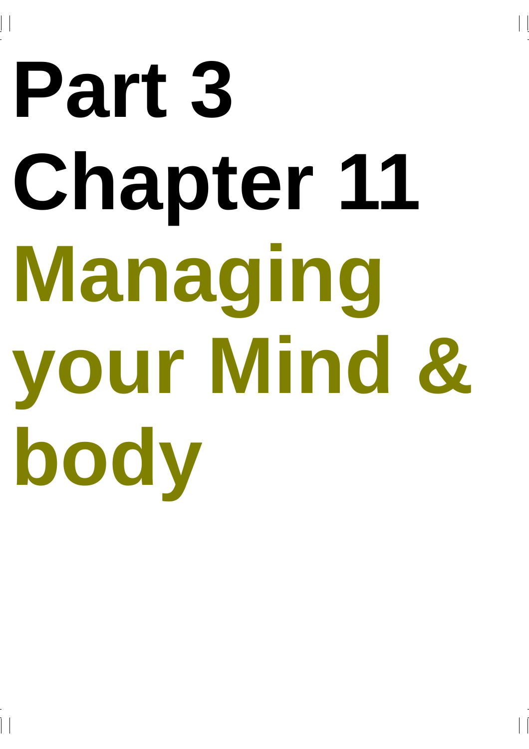# Part 3

# Chapter 11

# Managing your Mind & body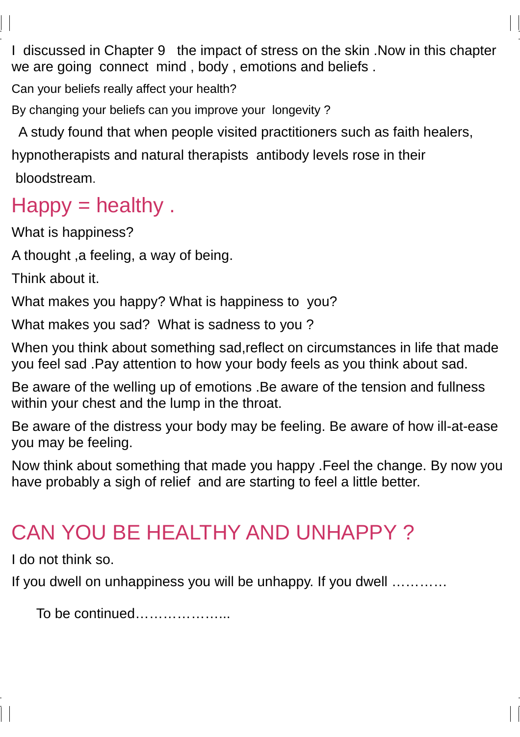I discussed in Chapter 9 the impact of stress on the skin .Now in this chapter we are going connect mind , body , emotions and beliefs .

Can your beliefs really affect your health?

By changing your beliefs can you improve your longevity ?

A study found that when people visited practitioners such as faith healers, hypnotherapists and natural therapists antibody levels rose in their bloodstream.

## Happy = healthy .

What is happiness?

A thought ,a feeling, a way of being.

Think about it.

What makes you happy? What is happiness to you?

What makes you sad? What is sadness to you ?

When you think about something sad,reflect on circumstances in life that made you feel sad .Pay attention to how your body feels as you think about sad.

Be aware of the welling up of emotions .Be aware of the tension and fullness within your chest and the lump in the throat.

Be aware of the distress your body may be feeling. Be aware of how ill-at-ease you may be feeling.

Now think about something that made you happy .Feel the change. By now you have probably a sigh of relief and are starting to feel a little better.

## CAN YOU BE HEALTHY AND UNHAPPY ?

I do not think so.

If you dwell on unhappiness you will be unhappy. If you dwell …………

To be continued………………..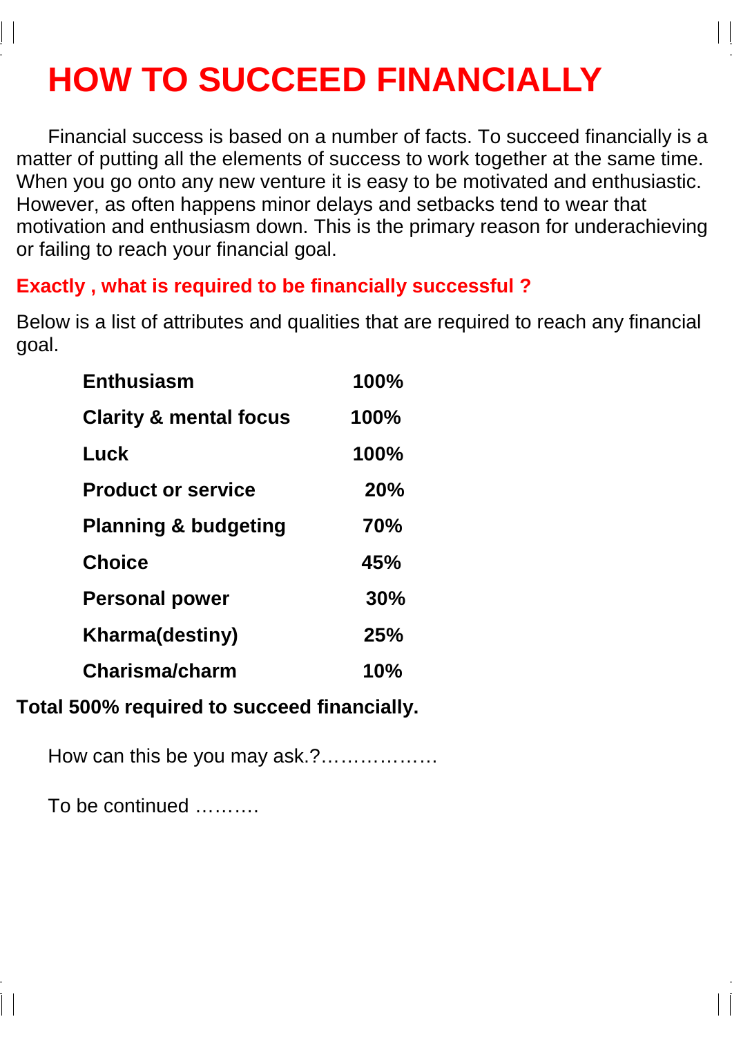# HOW TO SUCCEED FINANCIALLY

Financial success is based on a number of facts. To succeed financially is a matter of putting all the elements of success to work together at the same time. When you go onto any new venture it is easy to be motivated and enthusiastic. However, as often happens minor delays and setbacks tend to wear that motivation and enthusiasm down. This is the primary reason for underachieving or failing to reach your financial goal.

**Exactly , what is required to be financially successful ?**

Below is a list of attributes and qualities that are required to reach any financial goal.

| | |
|---|---|
| **Enthusiasm** | **100%** |
| **Clarity & mental focus** | **100%** |
| **Luck** | **100%** |
| **Product or service** | **20%** |
| **Planning & budgeting** | **70%** |
| **Choice** | **45%** |
| **Personal power** | **30%** |
| **Kharma(destiny)** | **25%** |
| **Charisma/charm** | **10%** |

**Total 500% required to succeed financially.**

How can this be you may ask.?………………

To be continued ……….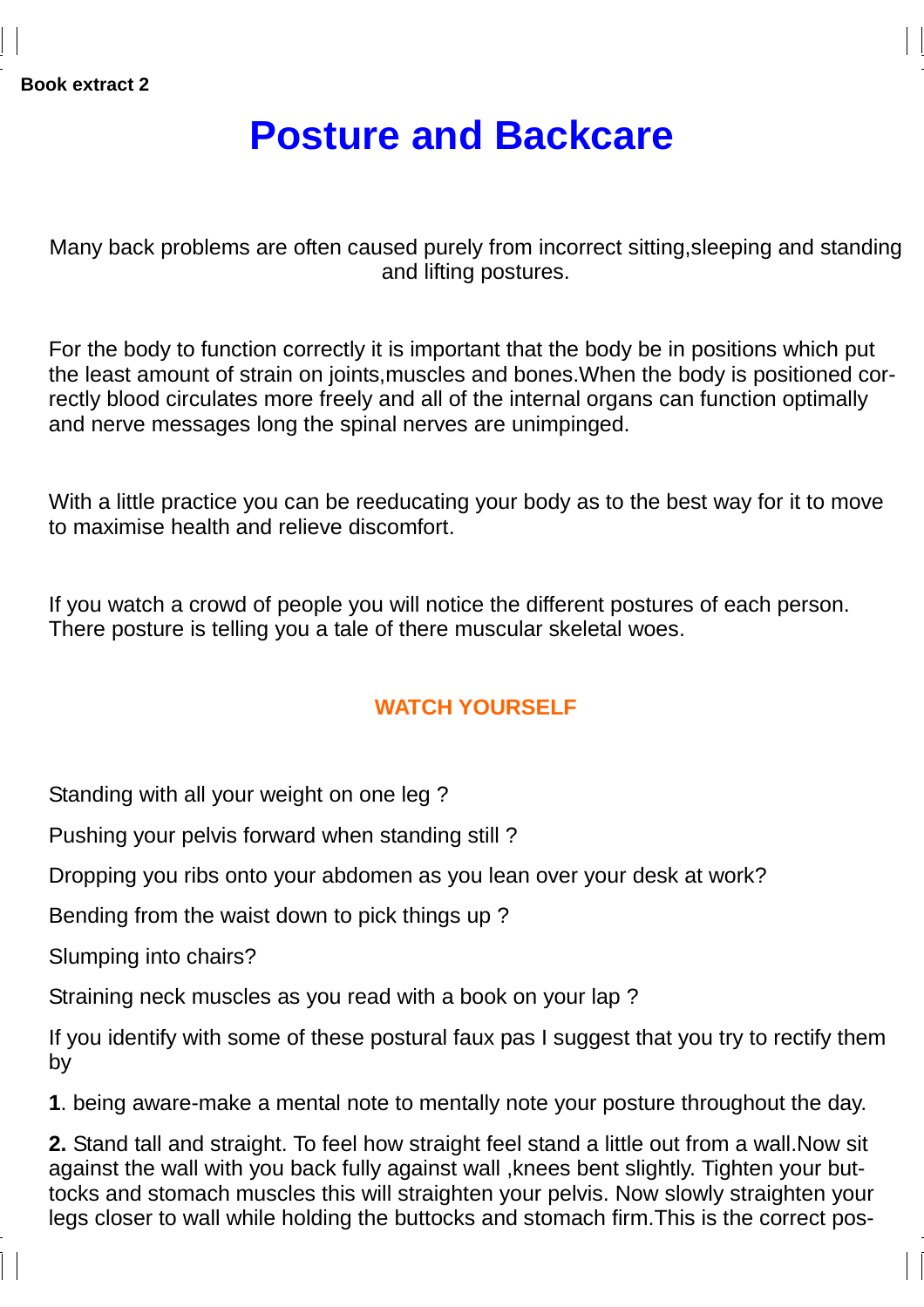Book extract 2

# Posture and Backcare

Many back problems are often caused purely from incorrect sitting,sleeping and standing and lifting postures.

For the body to function correctly it is important that the body be in positions which put the least amount of strain on joints,muscles and bones.When the body is positioned correctly blood circulates more freely and all of the internal organs can function optimally and nerve messages long the spinal nerves are unimpinged.

With a little practice you can be reeducating your body as to the best way for it to move to maximise health and relieve discomfort.

If you watch a crowd of people you will notice the different postures of each person. There posture is telling you a tale of there muscular skeletal woes.

## WATCH YOURSELF

Standing with all your weight on one leg ?

Pushing your pelvis forward when standing still ?

Dropping you ribs onto your abdomen as you lean over your desk at work?

Bending from the waist down to pick things up ?

Slumping into chairs?

Straining neck muscles as you read with a book on your lap ?

If you identify with some of these postural faux pas I suggest that you try to rectify them by

**1**. being aware-make a mental note to mentally note your posture throughout the day.

**2.** Stand tall and straight. To feel how straight feel stand a little out from a wall.Now sit against the wall with you back fully against wall ,knees bent slightly. Tighten your buttocks and stomach muscles this will straighten your pelvis. Now slowly straighten your legs closer to wall while holding the buttocks and stomach firm.This is the correct pos-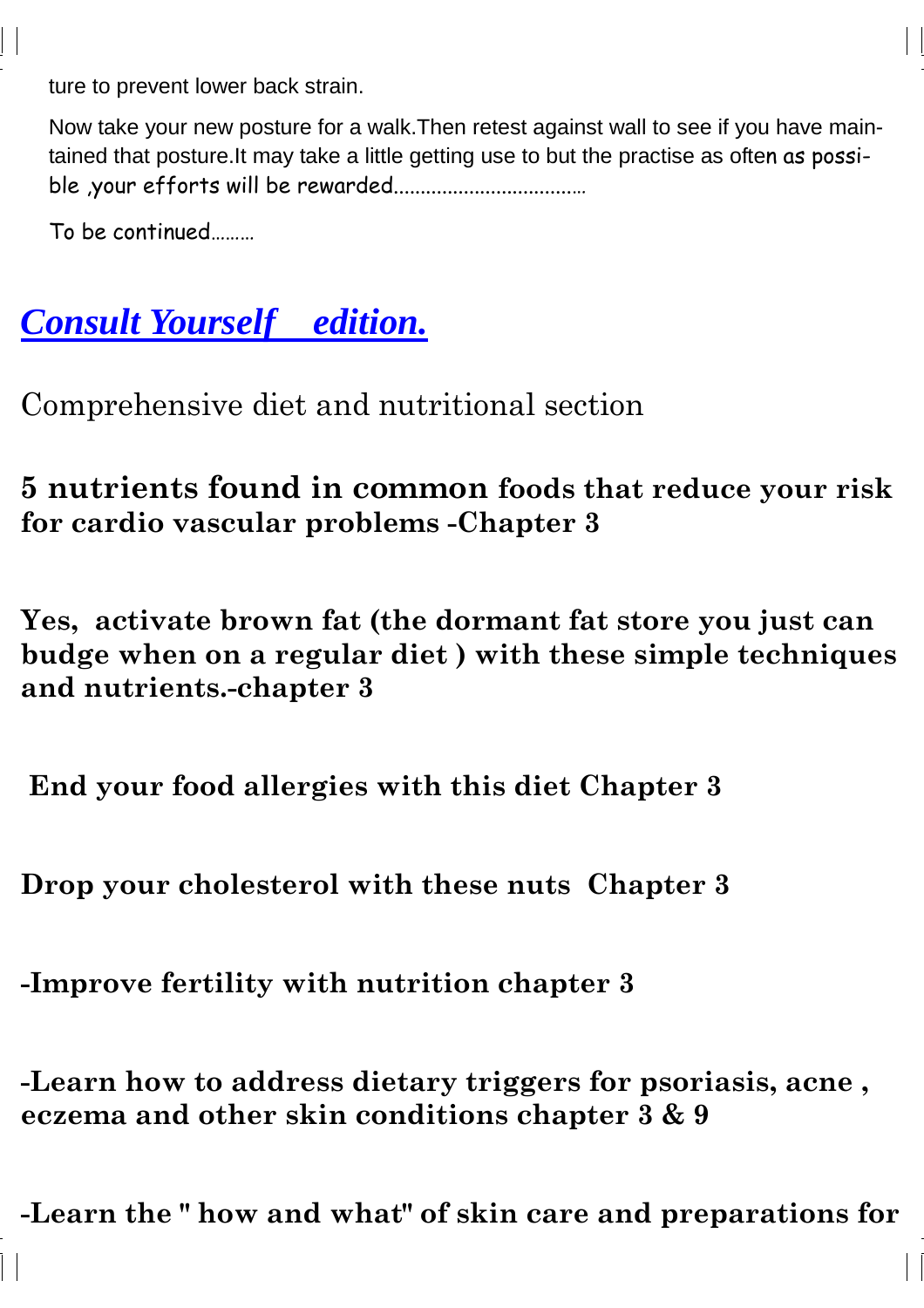ture to prevent lower back strain.

Now take your new posture for a walk.Then retest against wall to see if you have maintained that posture.It may take a little getting use to but the practise as often as possible ,your efforts will be rewarded..................................

To be continued.........

## *Consult Yourself edition.*

Comprehensive diet and nutritional section

**5 nutrients found in common foods that reduce your risk for cardio vascular problems -Chapter 3**

**Yes, activate brown fat (the dormant fat store you just can budge when on a regular diet ) with these simple techniques and nutrients.-chapter 3**

**End your food allergies with this diet Chapter 3**

**Drop your cholesterol with these nuts Chapter 3**

**-Improve fertility with nutrition chapter 3**

**-Learn how to address dietary triggers for psoriasis, acne , eczema and other skin conditions chapter 3 & 9**

**-Learn the " how and what" of skin care and preparations for**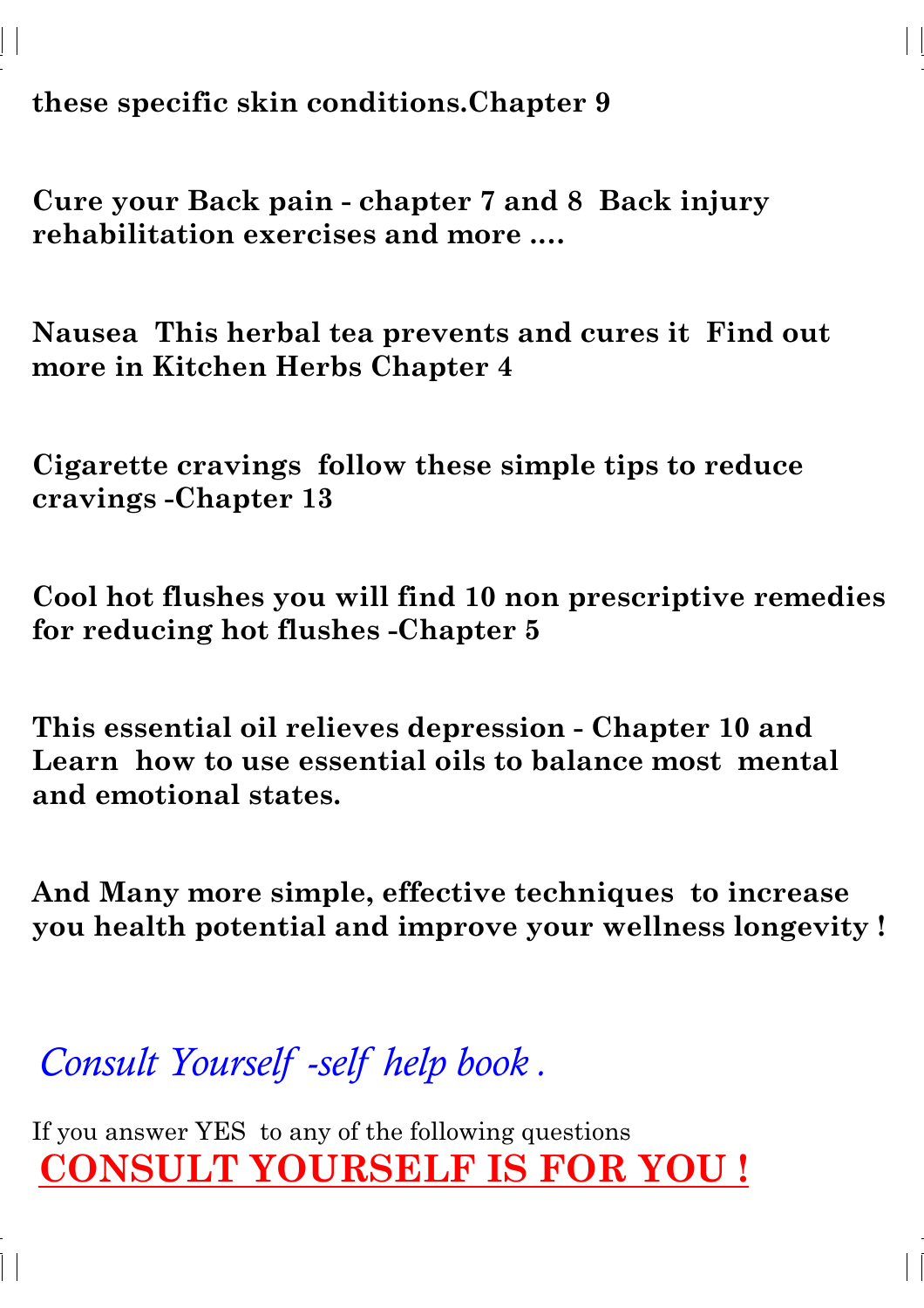**these specific skin conditions.Chapter 9**

**Cure your Back pain - chapter 7 and 8 Back injury rehabilitation exercises and more ....**

**Nausea This herbal tea prevents and cures it Find out more in Kitchen Herbs Chapter 4**

**Cigarette cravings follow these simple tips to reduce cravings -Chapter 13**

**Cool hot flushes you will find 10 non prescriptive remedies for reducing hot flushes -Chapter 5**

**This essential oil relieves depression - Chapter 10 and Learn how to use essential oils to balance most mental and emotional states.**

**And Many more simple, effective techniques to increase you health potential and improve your wellness longevity !**

*Consult Yourself -self help book .*

If you answer YES to any of the following questions

**CONSULT YOURSELF IS FOR YOU !**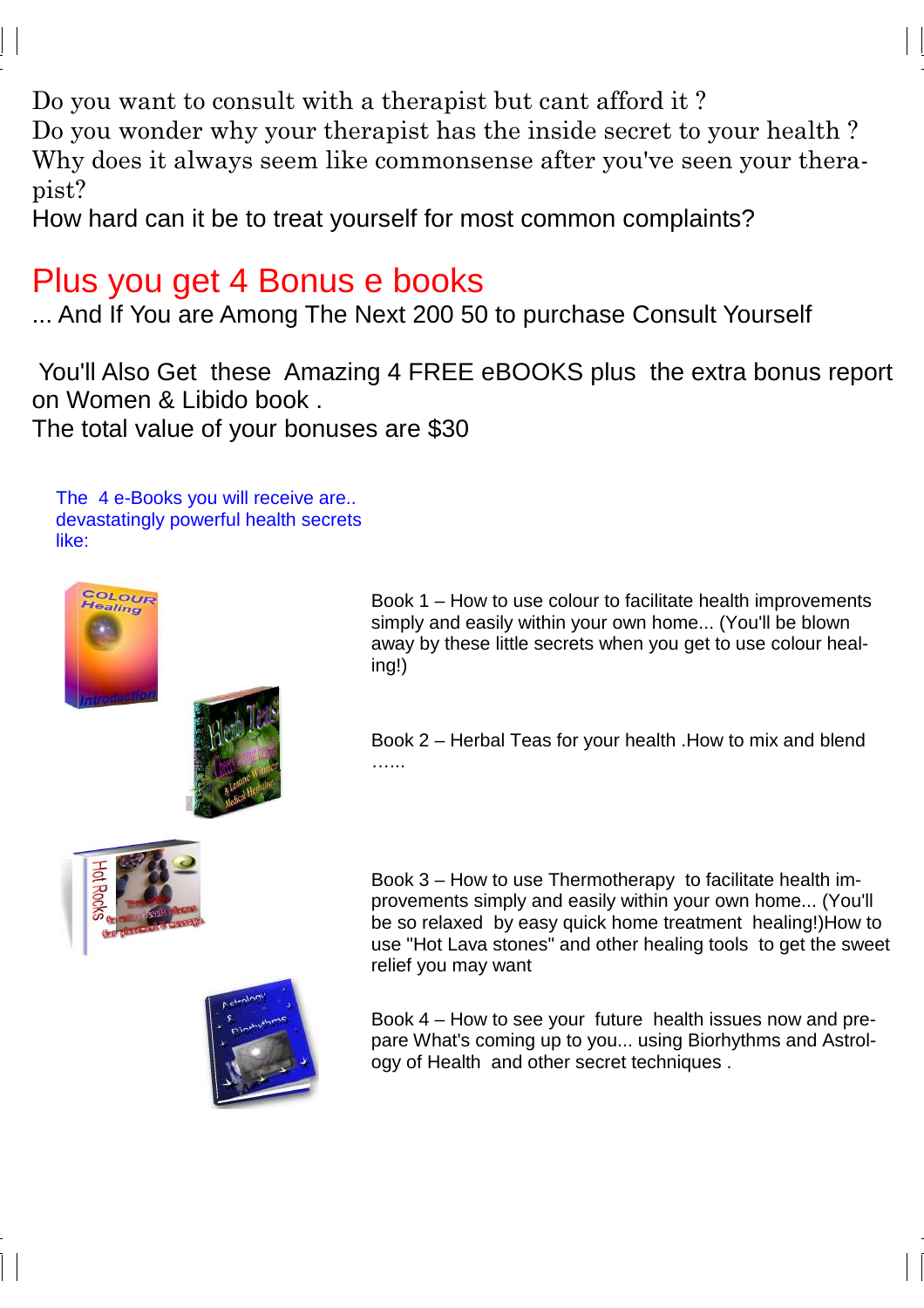Do you want to consult with a therapist but cant afford it ?
Do you wonder why your therapist has the inside secret to your health ?
Why does it always seem like commonsense after you've seen your therapist?
How hard can it be to treat yourself for most common complaints?

## Plus you get 4 Bonus e books

... And If You are Among The Next 200 50 to purchase Consult Yourself

You'll Also Get these Amazing 4 FREE eBOOKS plus the extra bonus report on Women & Libido book .
The total value of your bonuses are $30

The 4 e-Books you will receive are.. devastatingly powerful health secrets like:

Book 1 – How to use colour to facilitate health improvements simply and easily within your own home... (You'll be blown away by these little secrets when you get to use colour healing!)

Book 2 – Herbal Teas for your health .How to mix and blend ……

Book 3 – How to use Thermotherapy to facilitate health improvements simply and easily within your own home... (You'll be so relaxed by easy quick home treatment healing!)How to use "Hot Lava stones" and other healing tools to get the sweet relief you may want

Book 4 – How to see your future health issues now and prepare What's coming up to you... using Biorhythms and Astrology of Health and other secret techniques .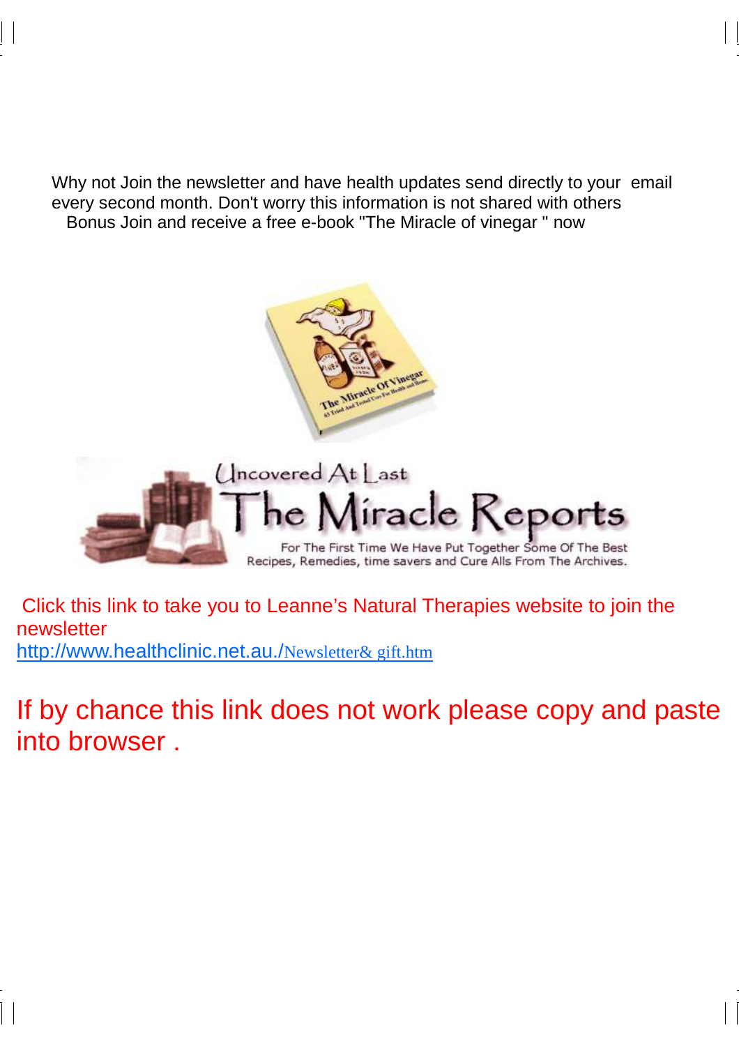Why not Join the newsletter and have health updates send directly to your email every second month. Don't worry this information is not shared with others
Bonus Join and receive a free e-book "The Miracle of vinegar " now

Click this link to take you to Leanne's Natural Therapies website to join the newsletter
http://www.healthclinic.net.au./Newsletter& gift.htm

If by chance this link does not work please copy and paste into browser .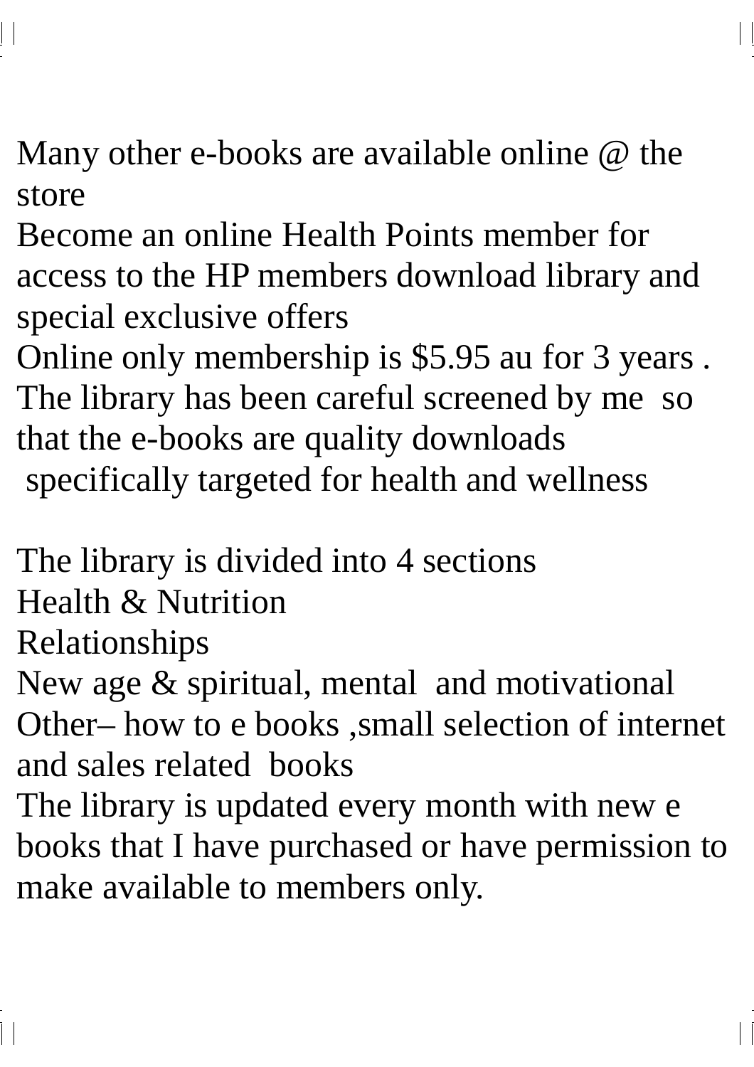Many other e-books are available online @ the store

Become an online Health Points member for access to the HP members download library and special exclusive offers

Online only membership is $5.95 au for 3 years . The library has been careful screened by me so that the e-books are quality downloads specifically targeted for health and wellness

The library is divided into 4 sections

Health & Nutrition

Relationships

New age & spiritual, mental and motivational

Other– how to e books ,small selection of internet and sales related books

The library is updated every month with new e books that I have purchased or have permission to make available to members only.